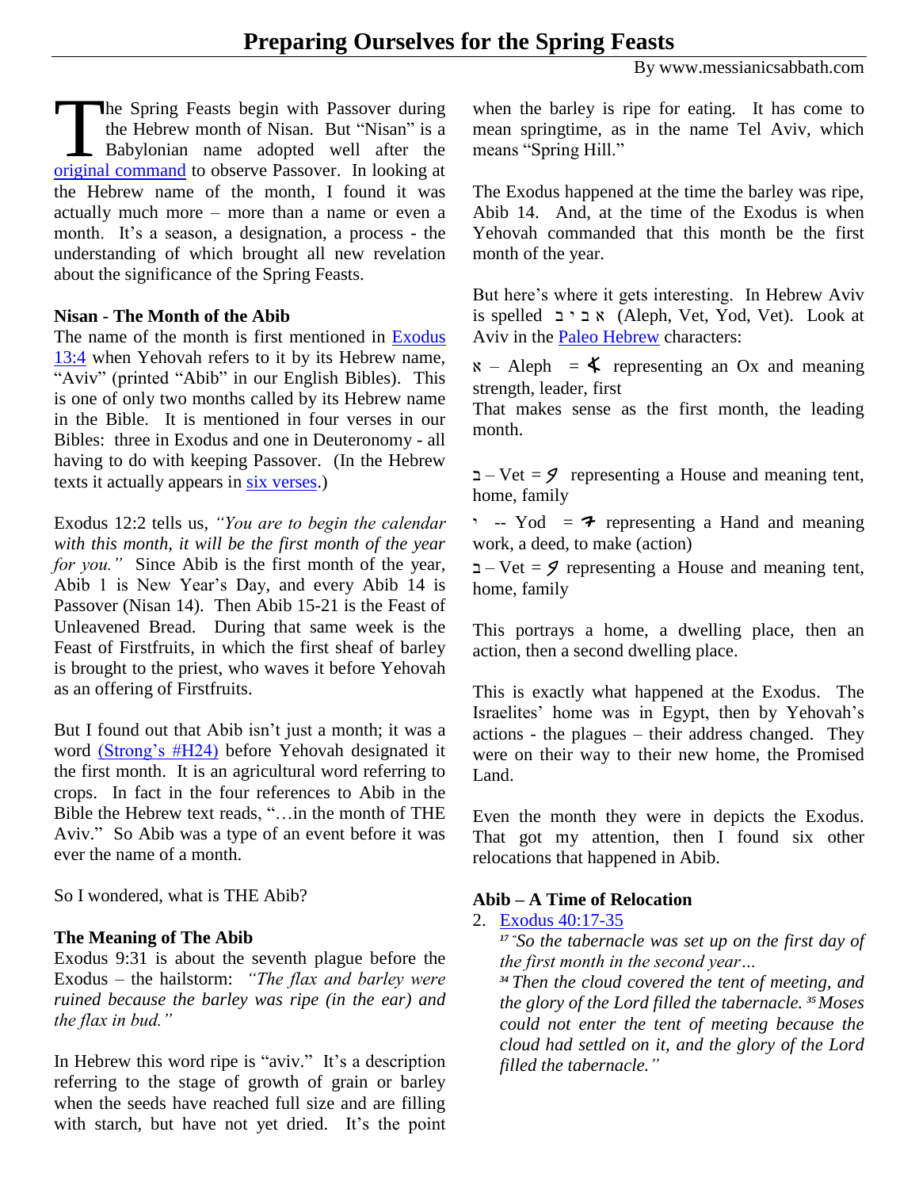# Preparing Ourselves for the Spring Feasts

By www.messianicsabbath.com

The Spring Feasts begin with Passover during the Hebrew month of Nisan. But "Nisan" is a Babylonian name adopted well after the original command to observe Passover. In looking at the Hebrew name of the month, I found it was actually much more – more than a name or even a month. It's a season, a designation, a process - the understanding of which brought all new revelation about the significance of the Spring Feasts.

### Nisan - The Month of the Abib

The name of the month is first mentioned in Exodus 13:4 when Yehovah refers to it by its Hebrew name, "Aviv" (printed "Abib" in our English Bibles). This is one of only two months called by its Hebrew name in the Bible. It is mentioned in four verses in our Bibles: three in Exodus and one in Deuteronomy - all having to do with keeping Passover. (In the Hebrew texts it actually appears in six verses.)

Exodus 12:2 tells us, *"You are to begin the calendar with this month, it will be the first month of the year for you."* Since Abib is the first month of the year, Abib 1 is New Year's Day, and every Abib 14 is Passover (Nisan 14). Then Abib 15-21 is the Feast of Unleavened Bread. During that same week is the Feast of Firstfruits, in which the first sheaf of barley is brought to the priest, who waves it before Yehovah as an offering of Firstfruits.

But I found out that Abib isn't just a month; it was a word (Strong's #H24) before Yehovah designated it the first month. It is an agricultural word referring to crops. In fact in the four references to Abib in the Bible the Hebrew text reads, "…in the month of THE Aviv." So Abib was a type of an event before it was ever the name of a month.

So I wondered, what is THE Abib?

### The Meaning of The Abib

Exodus 9:31 is about the seventh plague before the Exodus – the hailstorm: *"The flax and barley were ruined because the barley was ripe (in the ear) and the flax in bud."*

In Hebrew this word ripe is "aviv." It's a description referring to the stage of growth of grain or barley when the seeds have reached full size and are filling with starch, but have not yet dried. It's the point when the barley is ripe for eating. It has come to mean springtime, as in the name Tel Aviv, which means "Spring Hill."

The Exodus happened at the time the barley was ripe, Abib 14. And, at the time of the Exodus is when Yehovah commanded that this month be the first month of the year.

But here's where it gets interesting. In Hebrew Aviv is spelled א ב י ב (Aleph, Vet, Yod, Vet). Look at Aviv in the Paleo Hebrew characters:

א – Aleph = 𐤀 representing an Ox and meaning strength, leader, first
That makes sense as the first month, the leading month.

ב – Vet = 𐤁 representing a House and meaning tent, home, family

י -- Yod = 𐤉 representing a Hand and meaning work, a deed, to make (action)

ב – Vet = 𐤁 representing a House and meaning tent, home, family

This portrays a home, a dwelling place, then an action, then a second dwelling place.

This is exactly what happened at the Exodus. The Israelites' home was in Egypt, then by Yehovah's actions - the plagues – their address changed. They were on their way to their new home, the Promised Land.

Even the month they were in depicts the Exodus. That got my attention, then I found six other relocations that happened in Abib.

### Abib – A Time of Relocation

2. Exodus 40:17-35

   *[17] "So the tabernacle was set up on the first day of the first month in the second year…*

   *[34] Then the cloud covered the tent of meeting, and the glory of the Lord filled the tabernacle. [35] Moses could not enter the tent of meeting because the cloud had settled on it, and the glory of the Lord filled the tabernacle."*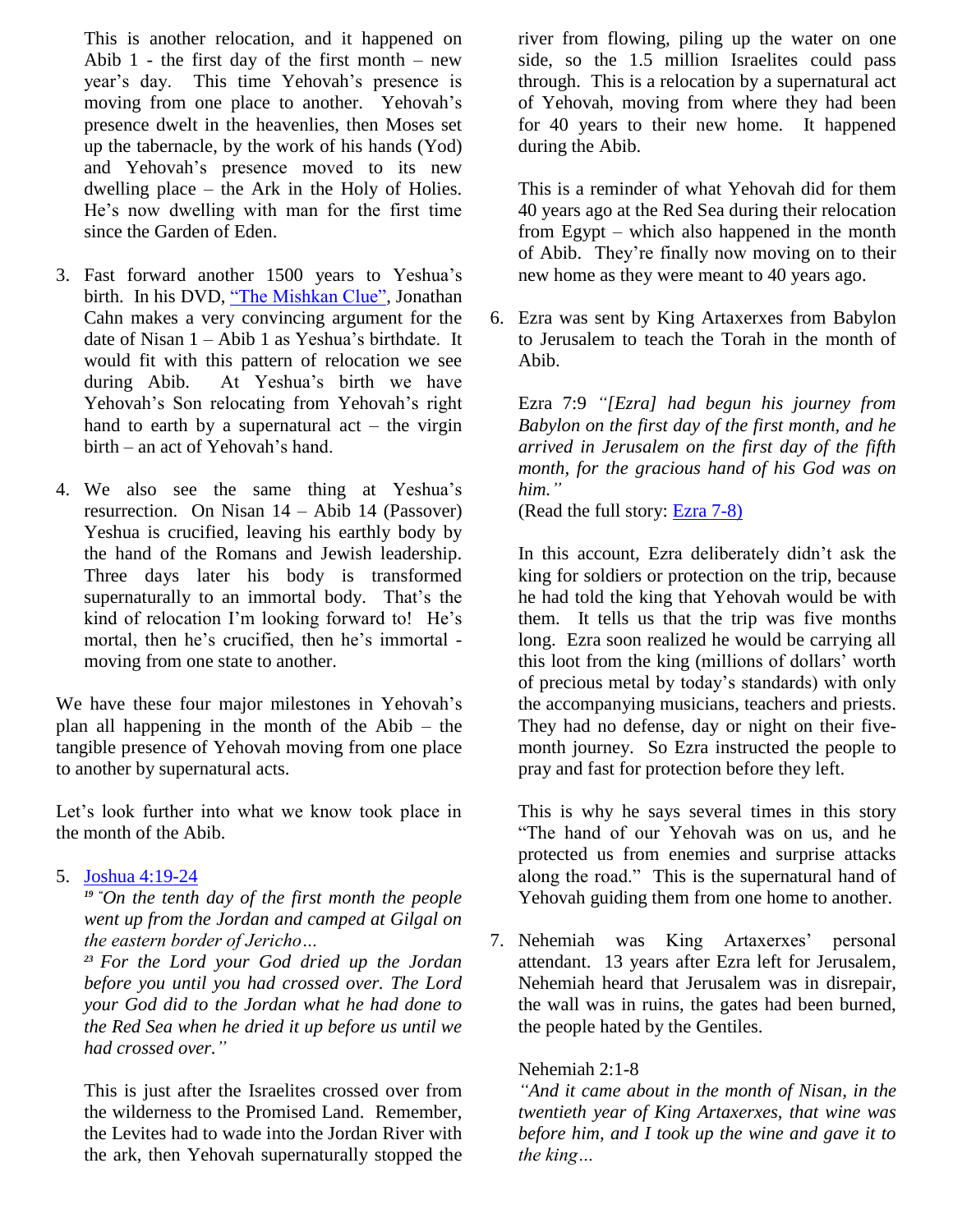This is another relocation, and it happened on Abib 1 - the first day of the first month – new year's day. This time Yehovah's presence is moving from one place to another. Yehovah's presence dwelt in the heavenlies, then Moses set up the tabernacle, by the work of his hands (Yod) and Yehovah's presence moved to its new dwelling place – the Ark in the Holy of Holies. He's now dwelling with man for the first time since the Garden of Eden.

3. Fast forward another 1500 years to Yeshua's birth. In his DVD, "The Mishkan Clue", Jonathan Cahn makes a very convincing argument for the date of Nisan 1 – Abib 1 as Yeshua's birthdate. It would fit with this pattern of relocation we see during Abib. At Yeshua's birth we have Yehovah's Son relocating from Yehovah's right hand to earth by a supernatural act – the virgin birth – an act of Yehovah's hand.

4. We also see the same thing at Yeshua's resurrection. On Nisan 14 – Abib 14 (Passover) Yeshua is crucified, leaving his earthly body by the hand of the Romans and Jewish leadership. Three days later his body is transformed supernaturally to an immortal body. That's the kind of relocation I'm looking forward to! He's mortal, then he's crucified, then he's immortal - moving from one state to another.

We have these four major milestones in Yehovah's plan all happening in the month of the Abib – the tangible presence of Yehovah moving from one place to another by supernatural acts.

Let's look further into what we know took place in the month of the Abib.

5. Joshua 4:19-24

   *19 "On the tenth day of the first month the people went up from the Jordan and camped at Gilgal on the eastern border of Jericho…*

   *23 For the Lord your God dried up the Jordan before you until you had crossed over. The Lord your God did to the Jordan what he had done to the Red Sea when he dried it up before us until we had crossed over."*

   This is just after the Israelites crossed over from the wilderness to the Promised Land. Remember, the Levites had to wade into the Jordan River with the ark, then Yehovah supernaturally stopped the river from flowing, piling up the water on one side, so the 1.5 million Israelites could pass through. This is a relocation by a supernatural act of Yehovah, moving from where they had been for 40 years to their new home. It happened during the Abib.

   This is a reminder of what Yehovah did for them 40 years ago at the Red Sea during their relocation from Egypt – which also happened in the month of Abib. They're finally now moving on to their new home as they were meant to 40 years ago.

6. Ezra was sent by King Artaxerxes from Babylon to Jerusalem to teach the Torah in the month of Abib.

   Ezra 7:9 *"[Ezra] had begun his journey from Babylon on the first day of the first month, and he arrived in Jerusalem on the first day of the fifth month, for the gracious hand of his God was on him."*

   (Read the full story: Ezra 7-8)

   In this account, Ezra deliberately didn't ask the king for soldiers or protection on the trip, because he had told the king that Yehovah would be with them. It tells us that the trip was five months long. Ezra soon realized he would be carrying all this loot from the king (millions of dollars' worth of precious metal by today's standards) with only the accompanying musicians, teachers and priests. They had no defense, day or night on their five-month journey. So Ezra instructed the people to pray and fast for protection before they left.

   This is why he says several times in this story "The hand of our Yehovah was on us, and he protected us from enemies and surprise attacks along the road." This is the supernatural hand of Yehovah guiding them from one home to another.

7. Nehemiah was King Artaxerxes' personal attendant. 13 years after Ezra left for Jerusalem, Nehemiah heard that Jerusalem was in disrepair, the wall was in ruins, the gates had been burned, the people hated by the Gentiles.

   Nehemiah 2:1-8

   *"And it came about in the month of Nisan, in the twentieth year of King Artaxerxes, that wine was before him, and I took up the wine and gave it to the king…*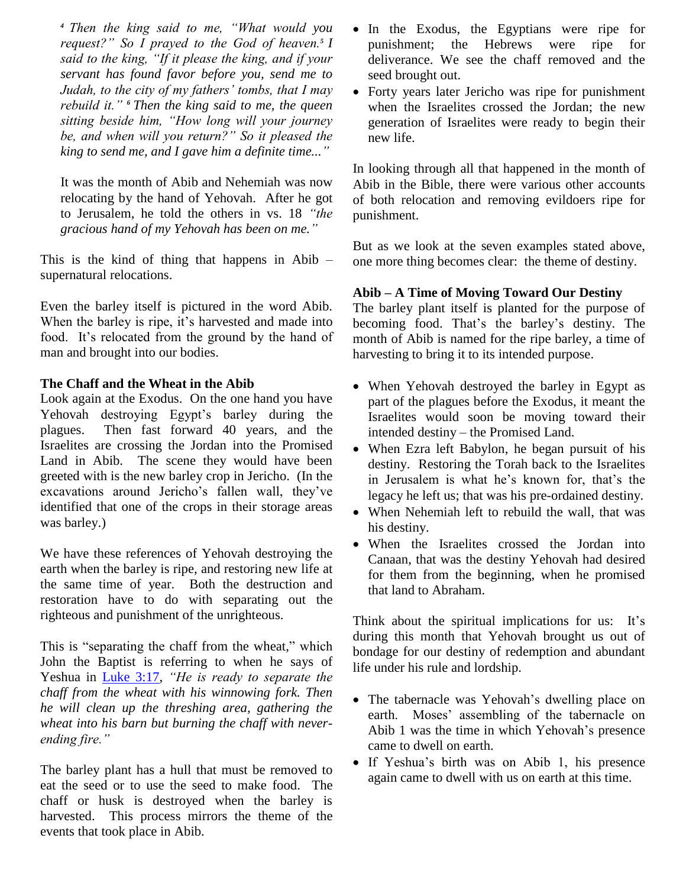> *[4] Then the king said to me, "What would you request?" So I prayed to the God of heaven.[5] I said to the king, "If it please the king, and if your servant has found favor before you, send me to Judah, to the city of my fathers' tombs, that I may rebuild it." [6] Then the king said to me, the queen sitting beside him, "How long will your journey be, and when will you return?" So it pleased the king to send me, and I gave him a definite time..."*
>
> It was the month of Abib and Nehemiah was now relocating by the hand of Yehovah. After he got to Jerusalem, he told the others in vs. 18 *"the gracious hand of my Yehovah has been on me."*

This is the kind of thing that happens in Abib – supernatural relocations.

Even the barley itself is pictured in the word Abib. When the barley is ripe, it's harvested and made into food. It's relocated from the ground by the hand of man and brought into our bodies.

**The Chaff and the Wheat in the Abib**

Look again at the Exodus. On the one hand you have Yehovah destroying Egypt's barley during the plagues. Then fast forward 40 years, and the Israelites are crossing the Jordan into the Promised Land in Abib. The scene they would have been greeted with is the new barley crop in Jericho. (In the excavations around Jericho's fallen wall, they've identified that one of the crops in their storage areas was barley.)

We have these references of Yehovah destroying the earth when the barley is ripe, and restoring new life at the same time of year. Both the destruction and restoration have to do with separating out the righteous and punishment of the unrighteous.

This is "separating the chaff from the wheat," which John the Baptist is referring to when he says of Yeshua in Luke 3:17, *"He is ready to separate the chaff from the wheat with his winnowing fork. Then he will clean up the threshing area, gathering the wheat into his barn but burning the chaff with never-ending fire."*

The barley plant has a hull that must be removed to eat the seed or to use the seed to make food. The chaff or husk is destroyed when the barley is harvested. This process mirrors the theme of the events that took place in Abib.

- In the Exodus, the Egyptians were ripe for punishment; the Hebrews were ripe for deliverance. We see the chaff removed and the seed brought out.
- Forty years later Jericho was ripe for punishment when the Israelites crossed the Jordan; the new generation of Israelites were ready to begin their new life.

In looking through all that happened in the month of Abib in the Bible, there were various other accounts of both relocation and removing evildoers ripe for punishment.

But as we look at the seven examples stated above, one more thing becomes clear: the theme of destiny.

**Abib – A Time of Moving Toward Our Destiny**

The barley plant itself is planted for the purpose of becoming food. That's the barley's destiny. The month of Abib is named for the ripe barley, a time of harvesting to bring it to its intended purpose.

- When Yehovah destroyed the barley in Egypt as part of the plagues before the Exodus, it meant the Israelites would soon be moving toward their intended destiny – the Promised Land.
- When Ezra left Babylon, he began pursuit of his destiny. Restoring the Torah back to the Israelites in Jerusalem is what he's known for, that's the legacy he left us; that was his pre-ordained destiny.
- When Nehemiah left to rebuild the wall, that was his destiny.
- When the Israelites crossed the Jordan into Canaan, that was the destiny Yehovah had desired for them from the beginning, when he promised that land to Abraham.

Think about the spiritual implications for us: It's during this month that Yehovah brought us out of bondage for our destiny of redemption and abundant life under his rule and lordship.

- The tabernacle was Yehovah's dwelling place on earth. Moses' assembling of the tabernacle on Abib 1 was the time in which Yehovah's presence came to dwell on earth.
- If Yeshua's birth was on Abib 1, his presence again came to dwell with us on earth at this time.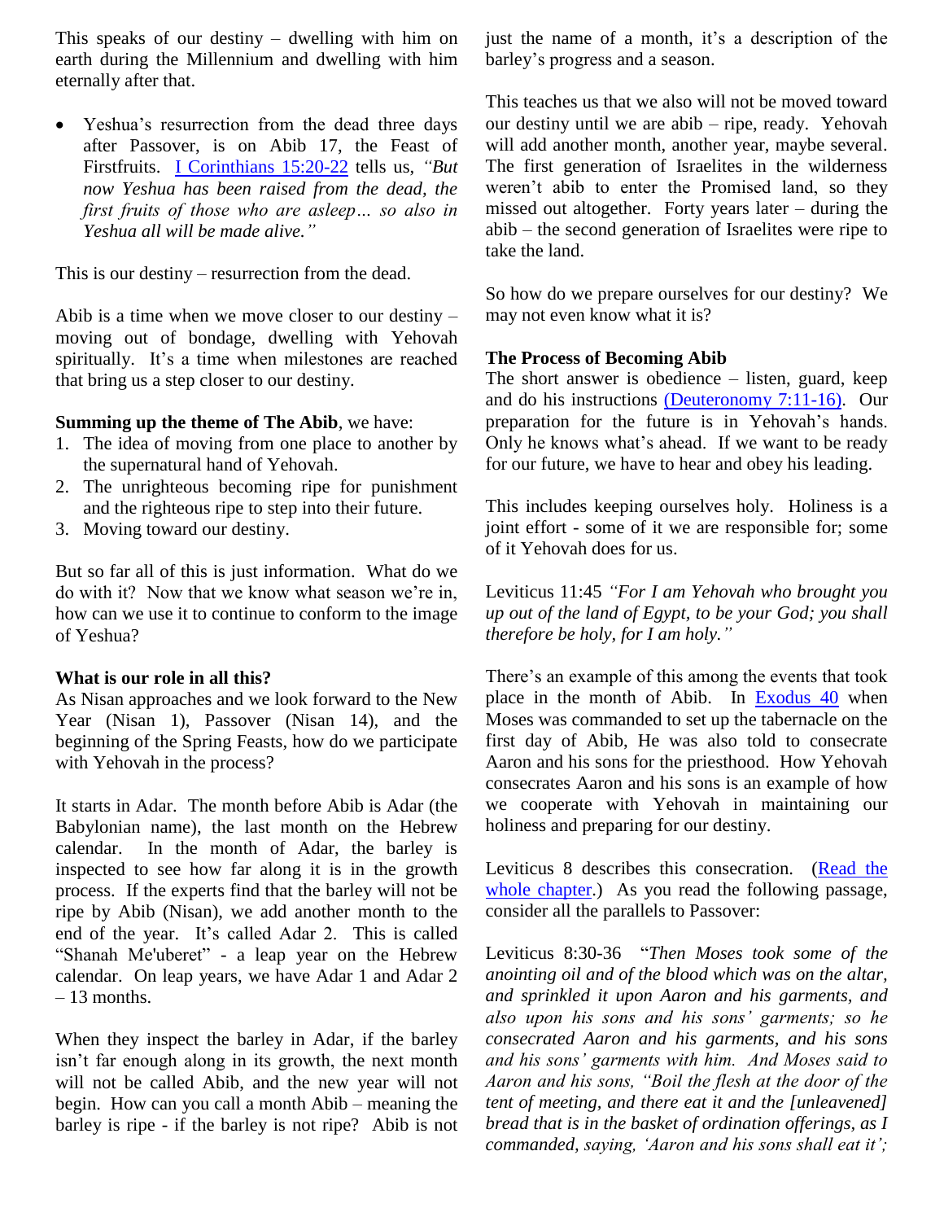This speaks of our destiny – dwelling with him on earth during the Millennium and dwelling with him eternally after that.

- Yeshua's resurrection from the dead three days after Passover, is on Abib 17, the Feast of Firstfruits. I Corinthians 15:20-22 tells us, *"But now Yeshua has been raised from the dead, the first fruits of those who are asleep… so also in Yeshua all will be made alive."*

This is our destiny – resurrection from the dead.

Abib is a time when we move closer to our destiny – moving out of bondage, dwelling with Yehovah spiritually. It's a time when milestones are reached that bring us a step closer to our destiny.

**Summing up the theme of The Abib**, we have:

1. The idea of moving from one place to another by the supernatural hand of Yehovah.
2. The unrighteous becoming ripe for punishment and the righteous ripe to step into their future.
3. Moving toward our destiny.

But so far all of this is just information. What do we do with it? Now that we know what season we're in, how can we use it to continue to conform to the image of Yeshua?

**What is our role in all this?**

As Nisan approaches and we look forward to the New Year (Nisan 1), Passover (Nisan 14), and the beginning of the Spring Feasts, how do we participate with Yehovah in the process?

It starts in Adar. The month before Abib is Adar (the Babylonian name), the last month on the Hebrew calendar. In the month of Adar, the barley is inspected to see how far along it is in the growth process. If the experts find that the barley will not be ripe by Abib (Nisan), we add another month to the end of the year. It's called Adar 2. This is called "Shanah Me'uberet" - a leap year on the Hebrew calendar. On leap years, we have Adar 1 and Adar 2 – 13 months.

When they inspect the barley in Adar, if the barley isn't far enough along in its growth, the next month will not be called Abib, and the new year will not begin. How can you call a month Abib – meaning the barley is ripe - if the barley is not ripe? Abib is not just the name of a month, it's a description of the barley's progress and a season.

This teaches us that we also will not be moved toward our destiny until we are abib – ripe, ready. Yehovah will add another month, another year, maybe several. The first generation of Israelites in the wilderness weren't abib to enter the Promised land, so they missed out altogether. Forty years later – during the abib – the second generation of Israelites were ripe to take the land.

So how do we prepare ourselves for our destiny? We may not even know what it is?

**The Process of Becoming Abib**

The short answer is obedience – listen, guard, keep and do his instructions (Deuteronomy 7:11-16). Our preparation for the future is in Yehovah's hands. Only he knows what's ahead. If we want to be ready for our future, we have to hear and obey his leading.

This includes keeping ourselves holy. Holiness is a joint effort - some of it we are responsible for; some of it Yehovah does for us.

Leviticus 11:45 *"For I am Yehovah who brought you up out of the land of Egypt, to be your God; you shall therefore be holy, for I am holy."*

There's an example of this among the events that took place in the month of Abib. In Exodus 40 when Moses was commanded to set up the tabernacle on the first day of Abib, He was also told to consecrate Aaron and his sons for the priesthood. How Yehovah consecrates Aaron and his sons is an example of how we cooperate with Yehovah in maintaining our holiness and preparing for our destiny.

Leviticus 8 describes this consecration. (Read the whole chapter.) As you read the following passage, consider all the parallels to Passover:

Leviticus 8:30-36 "*Then Moses took some of the anointing oil and of the blood which was on the altar, and sprinkled it upon Aaron and his garments, and also upon his sons and his sons' garments; so he consecrated Aaron and his garments, and his sons and his sons' garments with him. And Moses said to Aaron and his sons, "Boil the flesh at the door of the tent of meeting, and there eat it and the [unleavened] bread that is in the basket of ordination offerings, as I commanded, saying, 'Aaron and his sons shall eat it';*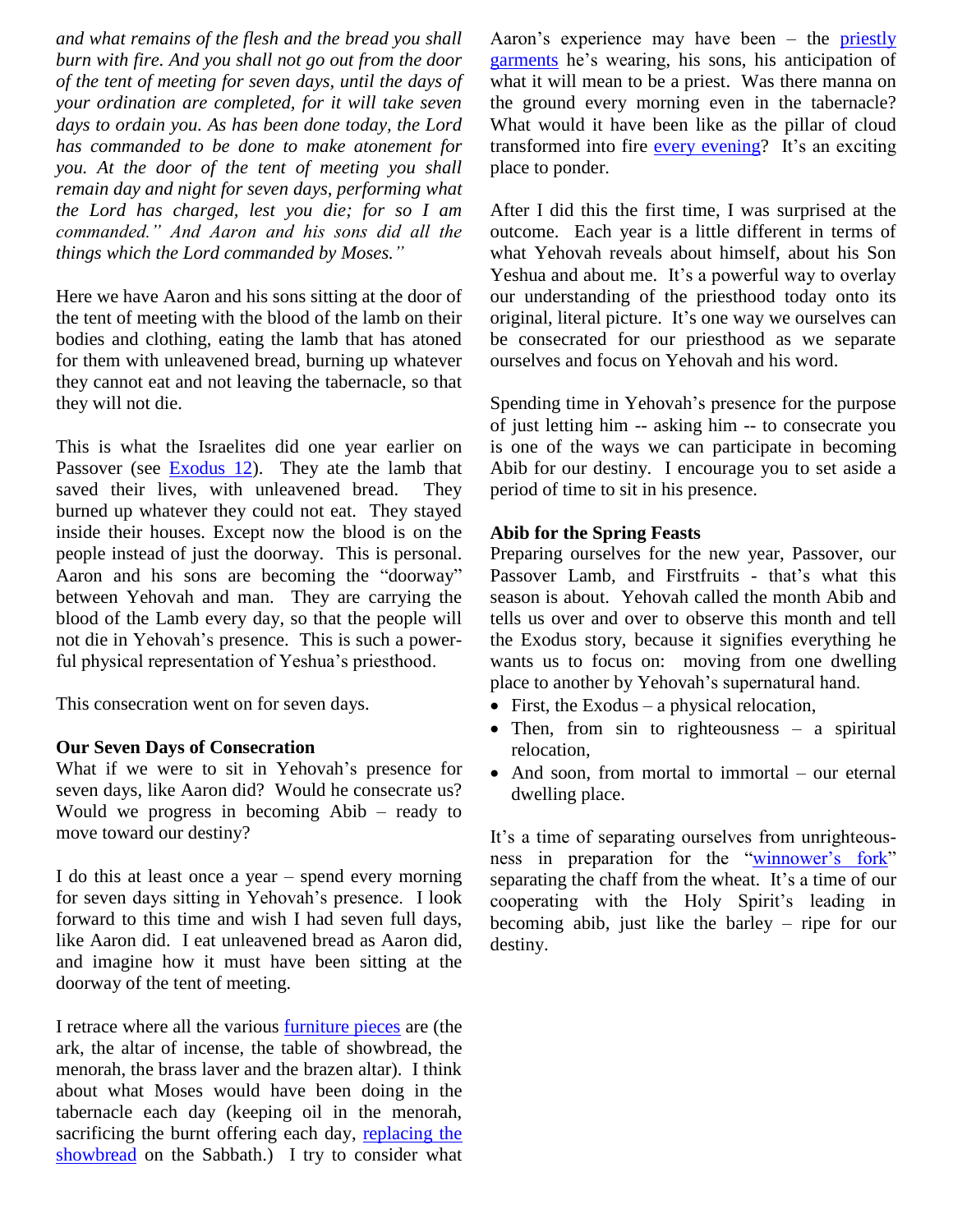*and what remains of the flesh and the bread you shall burn with fire. And you shall not go out from the door of the tent of meeting for seven days, until the days of your ordination are completed, for it will take seven days to ordain you. As has been done today, the Lord has commanded to be done to make atonement for you. At the door of the tent of meeting you shall remain day and night for seven days, performing what the Lord has charged, lest you die; for so I am commanded." And Aaron and his sons did all the things which the Lord commanded by Moses."*

Here we have Aaron and his sons sitting at the door of the tent of meeting with the blood of the lamb on their bodies and clothing, eating the lamb that has atoned for them with unleavened bread, burning up whatever they cannot eat and not leaving the tabernacle, so that they will not die.

This is what the Israelites did one year earlier on Passover (see Exodus 12). They ate the lamb that saved their lives, with unleavened bread. They burned up whatever they could not eat. They stayed inside their houses. Except now the blood is on the people instead of just the doorway. This is personal. Aaron and his sons are becoming the "doorway" between Yehovah and man. They are carrying the blood of the Lamb every day, so that the people will not die in Yehovah's presence. This is such a powerful physical representation of Yeshua's priesthood.

This consecration went on for seven days.

**Our Seven Days of Consecration**

What if we were to sit in Yehovah's presence for seven days, like Aaron did? Would he consecrate us? Would we progress in becoming Abib – ready to move toward our destiny?

I do this at least once a year – spend every morning for seven days sitting in Yehovah's presence. I look forward to this time and wish I had seven full days, like Aaron did. I eat unleavened bread as Aaron did, and imagine how it must have been sitting at the doorway of the tent of meeting.

I retrace where all the various furniture pieces are (the ark, the altar of incense, the table of showbread, the menorah, the brass laver and the brazen altar). I think about what Moses would have been doing in the tabernacle each day (keeping oil in the menorah, sacrificing the burnt offering each day, replacing the showbread on the Sabbath.) I try to consider what Aaron's experience may have been – the priestly garments he's wearing, his sons, his anticipation of what it will mean to be a priest. Was there manna on the ground every morning even in the tabernacle? What would it have been like as the pillar of cloud transformed into fire every evening? It's an exciting place to ponder.

After I did this the first time, I was surprised at the outcome. Each year is a little different in terms of what Yehovah reveals about himself, about his Son Yeshua and about me. It's a powerful way to overlay our understanding of the priesthood today onto its original, literal picture. It's one way we ourselves can be consecrated for our priesthood as we separate ourselves and focus on Yehovah and his word.

Spending time in Yehovah's presence for the purpose of just letting him -- asking him -- to consecrate you is one of the ways we can participate in becoming Abib for our destiny. I encourage you to set aside a period of time to sit in his presence.

**Abib for the Spring Feasts**

Preparing ourselves for the new year, Passover, our Passover Lamb, and Firstfruits - that's what this season is about. Yehovah called the month Abib and tells us over and over to observe this month and tell the Exodus story, because it signifies everything he wants us to focus on: moving from one dwelling place to another by Yehovah's supernatural hand.

- First, the Exodus – a physical relocation,
- Then, from sin to righteousness – a spiritual relocation,
- And soon, from mortal to immortal – our eternal dwelling place.

It's a time of separating ourselves from unrighteousness in preparation for the "winnower's fork" separating the chaff from the wheat. It's a time of our cooperating with the Holy Spirit's leading in becoming abib, just like the barley – ripe for our destiny.